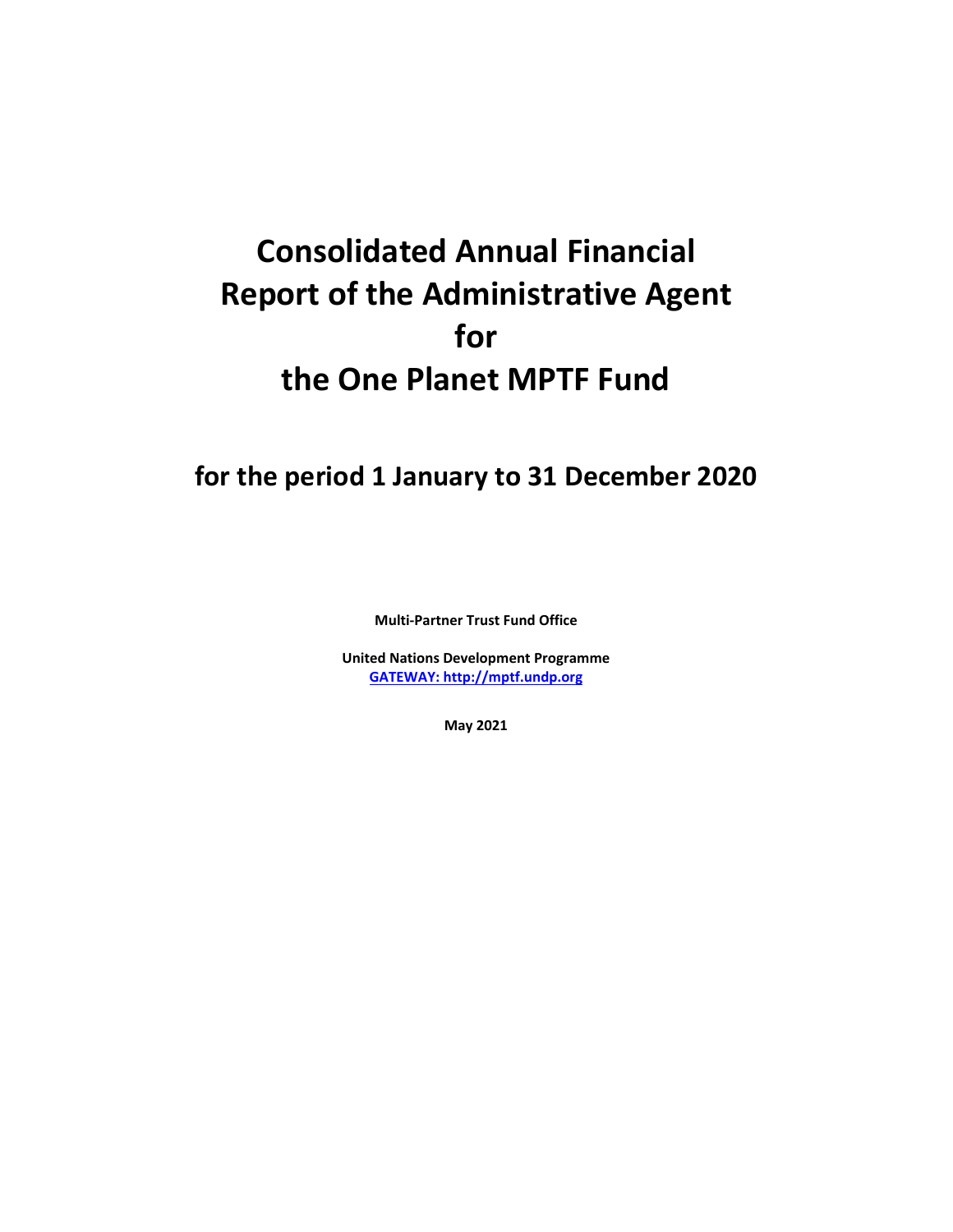# Consolidated Annual Financial Report of the Administrative Agent for the One Planet MPTF Fund

## for the period 1 January to 31 December 2020

**Multi-Partner Trust Fund Office**

**United Nations Development Programme**
**[GATEWAY: http://mptf.undp.org](http://mptf.undp.org)**

**May 2021**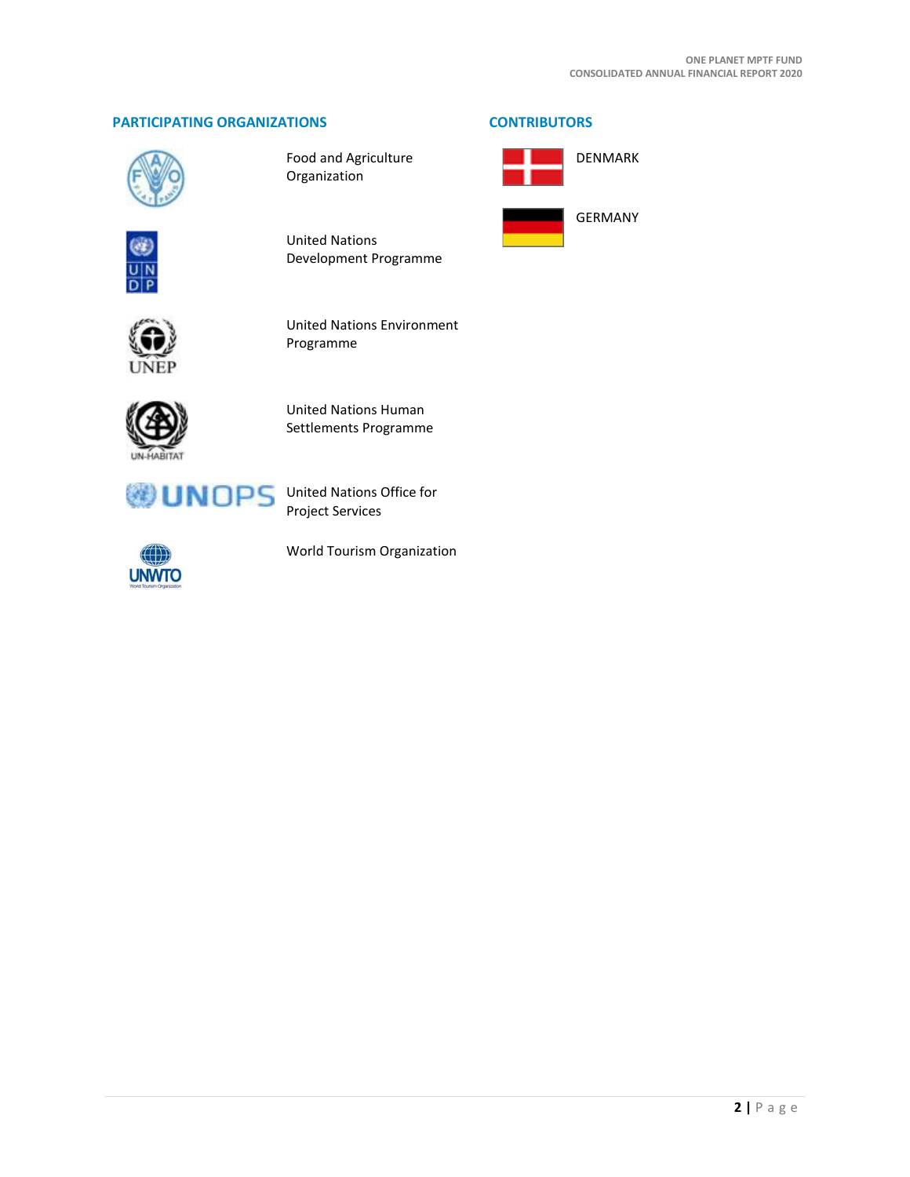## PARTICIPATING ORGANIZATIONS

Food and Agriculture Organization

United Nations Development Programme

United Nations Environment Programme

United Nations Human Settlements Programme

United Nations Office for Project Services

World Tourism Organization

## CONTRIBUTORS

DENMARK

GERMANY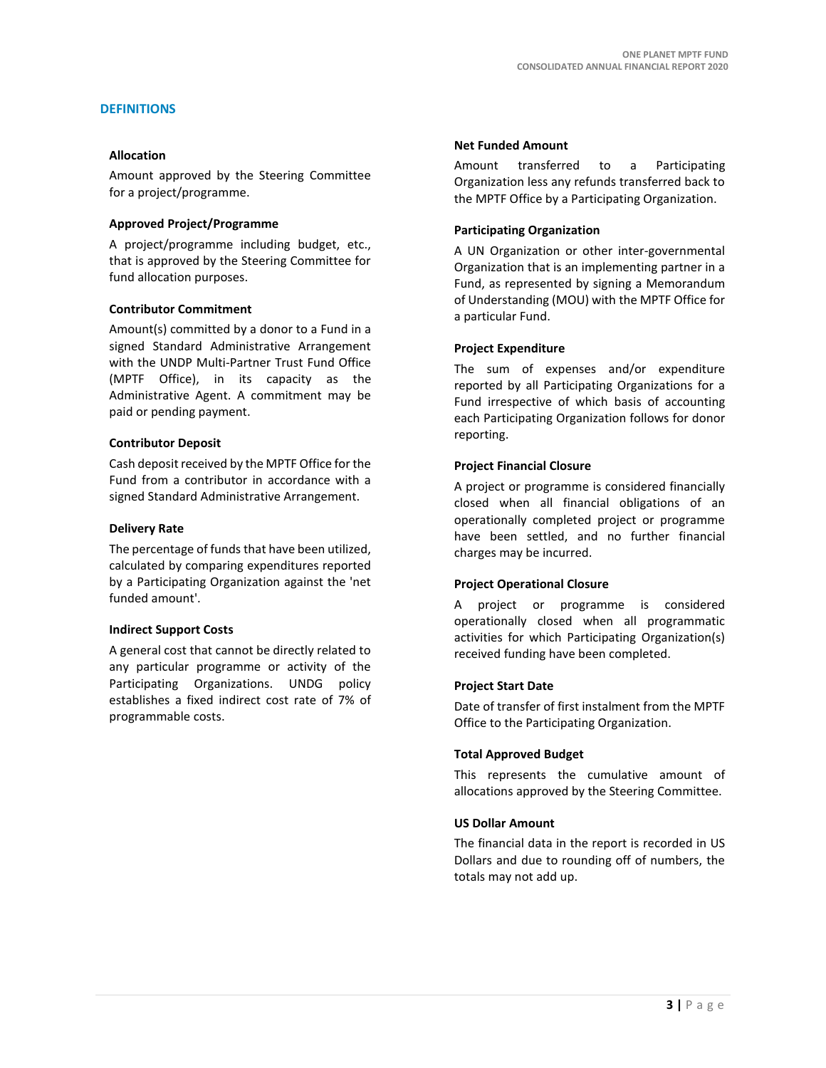## DEFINITIONS

**Allocation**

Amount approved by the Steering Committee for a project/programme.

**Approved Project/Programme**

A project/programme including budget, etc., that is approved by the Steering Committee for fund allocation purposes.

**Contributor Commitment**

Amount(s) committed by a donor to a Fund in a signed Standard Administrative Arrangement with the UNDP Multi-Partner Trust Fund Office (MPTF Office), in its capacity as the Administrative Agent. A commitment may be paid or pending payment.

**Contributor Deposit**

Cash deposit received by the MPTF Office for the Fund from a contributor in accordance with a signed Standard Administrative Arrangement.

**Delivery Rate**

The percentage of funds that have been utilized, calculated by comparing expenditures reported by a Participating Organization against the 'net funded amount'.

**Indirect Support Costs**

A general cost that cannot be directly related to any particular programme or activity of the Participating Organizations. UNDG policy establishes a fixed indirect cost rate of 7% of programmable costs.

**Net Funded Amount**

Amount transferred to a Participating Organization less any refunds transferred back to the MPTF Office by a Participating Organization.

**Participating Organization**

A UN Organization or other inter-governmental Organization that is an implementing partner in a Fund, as represented by signing a Memorandum of Understanding (MOU) with the MPTF Office for a particular Fund.

**Project Expenditure**

The sum of expenses and/or expenditure reported by all Participating Organizations for a Fund irrespective of which basis of accounting each Participating Organization follows for donor reporting.

**Project Financial Closure**

A project or programme is considered financially closed when all financial obligations of an operationally completed project or programme have been settled, and no further financial charges may be incurred.

**Project Operational Closure**

A project or programme is considered operationally closed when all programmatic activities for which Participating Organization(s) received funding have been completed.

**Project Start Date**

Date of transfer of first instalment from the MPTF Office to the Participating Organization.

**Total Approved Budget**

This represents the cumulative amount of allocations approved by the Steering Committee.

**US Dollar Amount**

The financial data in the report is recorded in US Dollars and due to rounding off of numbers, the totals may not add up.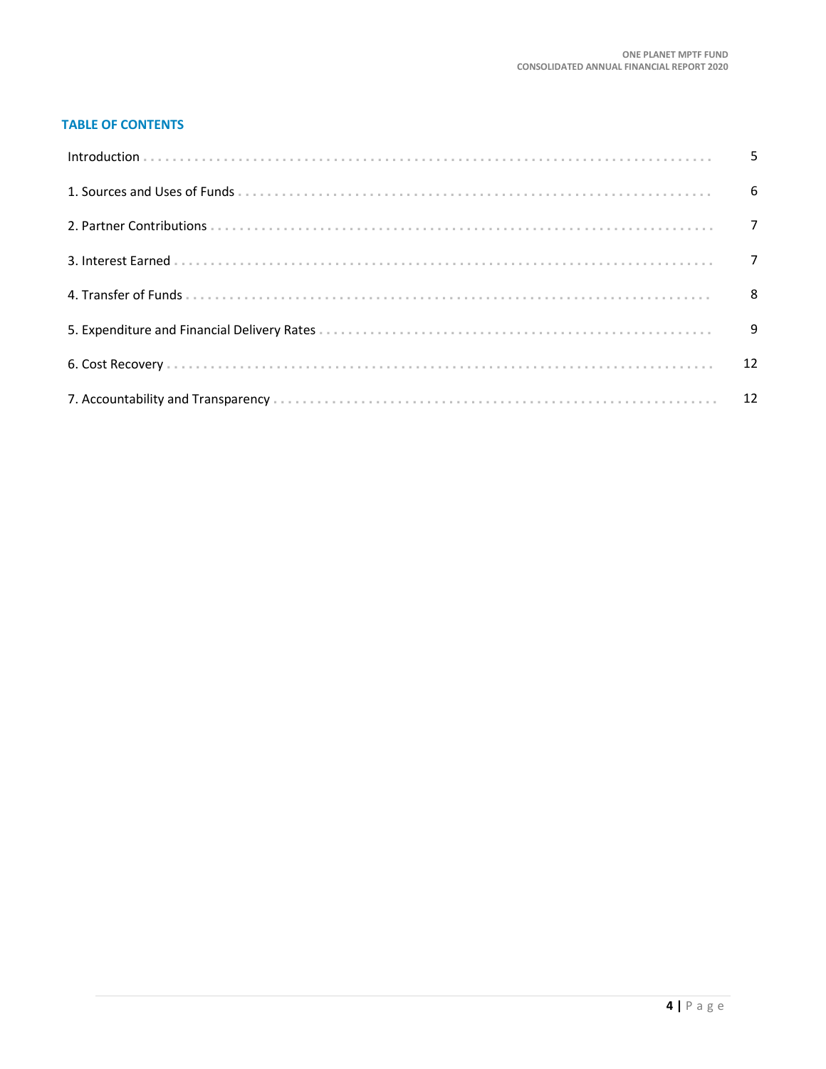## TABLE OF CONTENTS

| | |
|---|---|
| Introduction | 5 |
| 1. Sources and Uses of Funds | 6 |
| 2. Partner Contributions | 7 |
| 3. Interest Earned | 7 |
| 4. Transfer of Funds | 8 |
| 5. Expenditure and Financial Delivery Rates | 9 |
| 6. Cost Recovery | 12 |
| 7. Accountability and Transparency | 12 |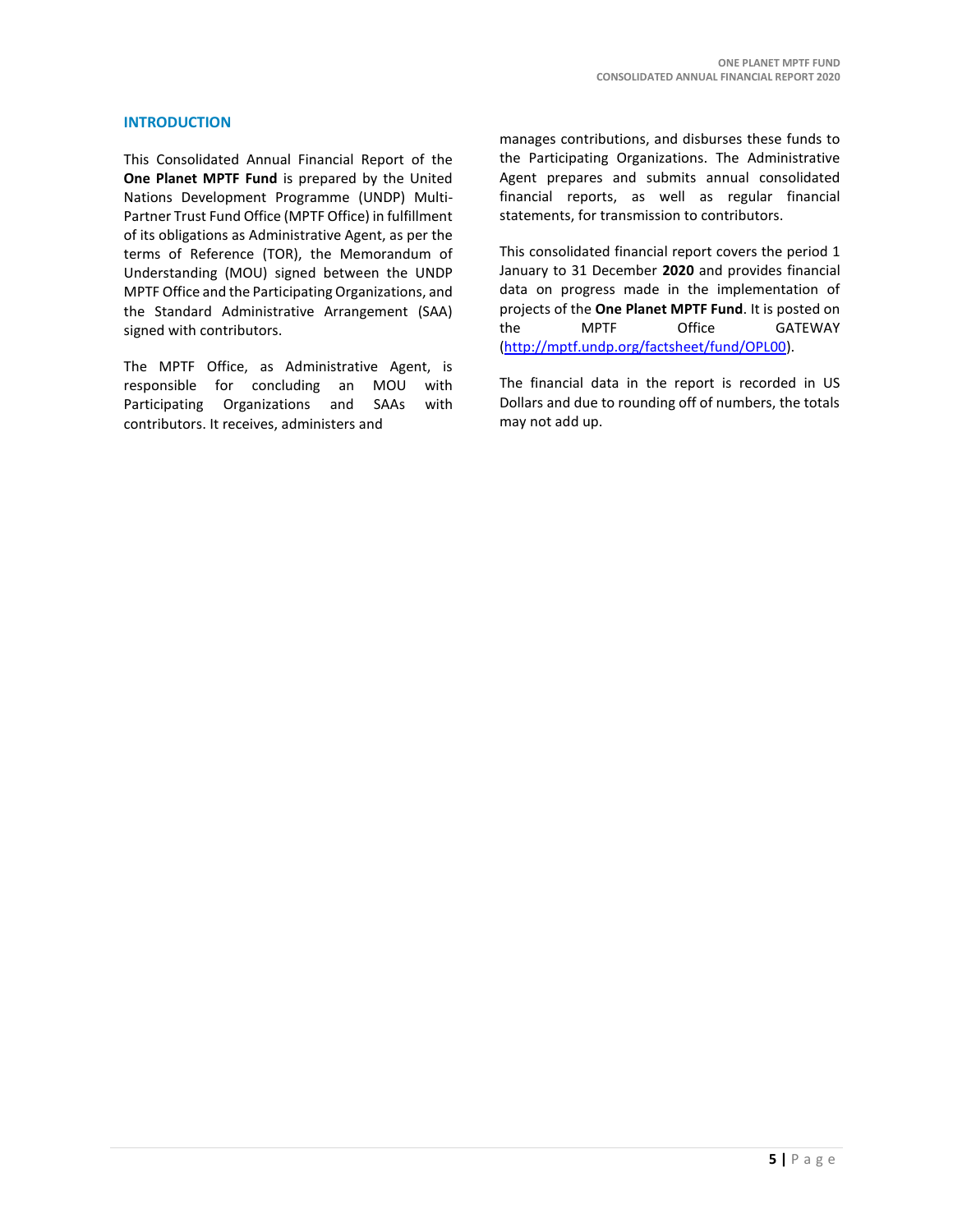## INTRODUCTION

This Consolidated Annual Financial Report of the **One Planet MPTF Fund** is prepared by the United Nations Development Programme (UNDP) Multi-Partner Trust Fund Office (MPTF Office) in fulfillment of its obligations as Administrative Agent, as per the terms of Reference (TOR), the Memorandum of Understanding (MOU) signed between the UNDP MPTF Office and the Participating Organizations, and the Standard Administrative Arrangement (SAA) signed with contributors.

The MPTF Office, as Administrative Agent, is responsible for concluding an MOU with Participating Organizations and SAAs with contributors. It receives, administers and manages contributions, and disburses these funds to the Participating Organizations. The Administrative Agent prepares and submits annual consolidated financial reports, as well as regular financial statements, for transmission to contributors.

This consolidated financial report covers the period 1 January to 31 December **2020** and provides financial data on progress made in the implementation of projects of the **One Planet MPTF Fund**. It is posted on the MPTF Office GATEWAY (http://mptf.undp.org/factsheet/fund/OPL00).

The financial data in the report is recorded in US Dollars and due to rounding off of numbers, the totals may not add up.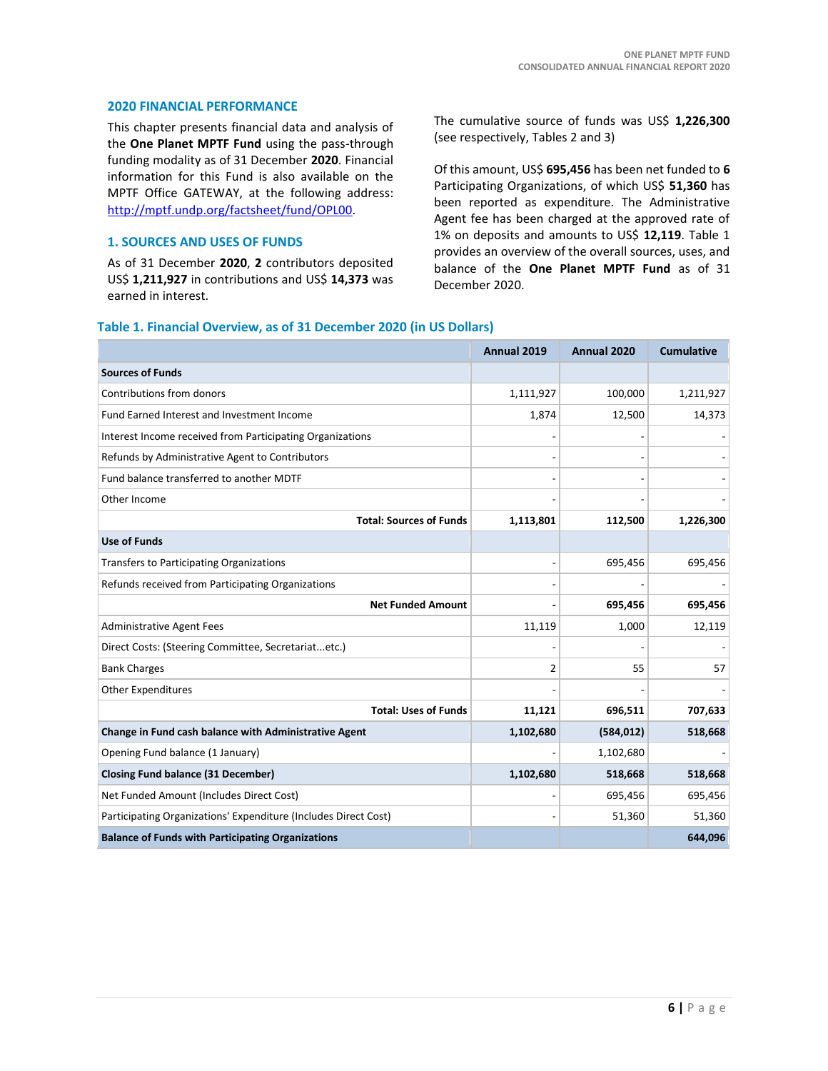## 2020 FINANCIAL PERFORMANCE

This chapter presents financial data and analysis of the **One Planet MPTF Fund** using the pass-through funding modality as of 31 December **2020**. Financial information for this Fund is also available on the MPTF Office GATEWAY, at the following address: http://mptf.undp.org/factsheet/fund/OPL00.

### 1. SOURCES AND USES OF FUNDS

As of 31 December **2020**, **2** contributors deposited US$ **1,211,927** in contributions and US$ **14,373** was earned in interest.

The cumulative source of funds was US$ **1,226,300** (see respectively, Tables 2 and 3)

Of this amount, US$ **695,456** has been net funded to **6** Participating Organizations, of which US$ **51,360** has been reported as expenditure. The Administrative Agent fee has been charged at the approved rate of 1% on deposits and amounts to US$ **12,119**. Table 1 provides an overview of the overall sources, uses, and balance of the **One Planet MPTF Fund** as of 31 December 2020.

**Table 1. Financial Overview, as of 31 December 2020 (in US Dollars)**

| | Annual 2019 | Annual 2020 | Cumulative |
|---|---|---|---|
| **Sources of Funds** | | | |
| Contributions from donors | 1,111,927 | 100,000 | 1,211,927 |
| Fund Earned Interest and Investment Income | 1,874 | 12,500 | 14,373 |
| Interest Income received from Participating Organizations | - | - | - |
| Refunds by Administrative Agent to Contributors | - | - | - |
| Fund balance transferred to another MDTF | - | - | - |
| Other Income | - | - | - |
| **Total: Sources of Funds** | **1,113,801** | **112,500** | **1,226,300** |
| **Use of Funds** | | | |
| Transfers to Participating Organizations | - | 695,456 | 695,456 |
| Refunds received from Participating Organizations | - | - | - |
| **Net Funded Amount** | **-** | **695,456** | **695,456** |
| Administrative Agent Fees | 11,119 | 1,000 | 12,119 |
| Direct Costs: (Steering Committee, Secretariat...etc.) | - | - | - |
| Bank Charges | 2 | 55 | 57 |
| Other Expenditures | - | - | - |
| **Total: Uses of Funds** | **11,121** | **696,511** | **707,633** |
| **Change in Fund cash balance with Administrative Agent** | **1,102,680** | **(584,012)** | **518,668** |
| Opening Fund balance (1 January) | - | 1,102,680 | - |
| **Closing Fund balance (31 December)** | **1,102,680** | **518,668** | **518,668** |
| Net Funded Amount (Includes Direct Cost) | - | 695,456 | 695,456 |
| Participating Organizations' Expenditure (Includes Direct Cost) | - | 51,360 | 51,360 |
| **Balance of Funds with Participating Organizations** | | | **644,096** |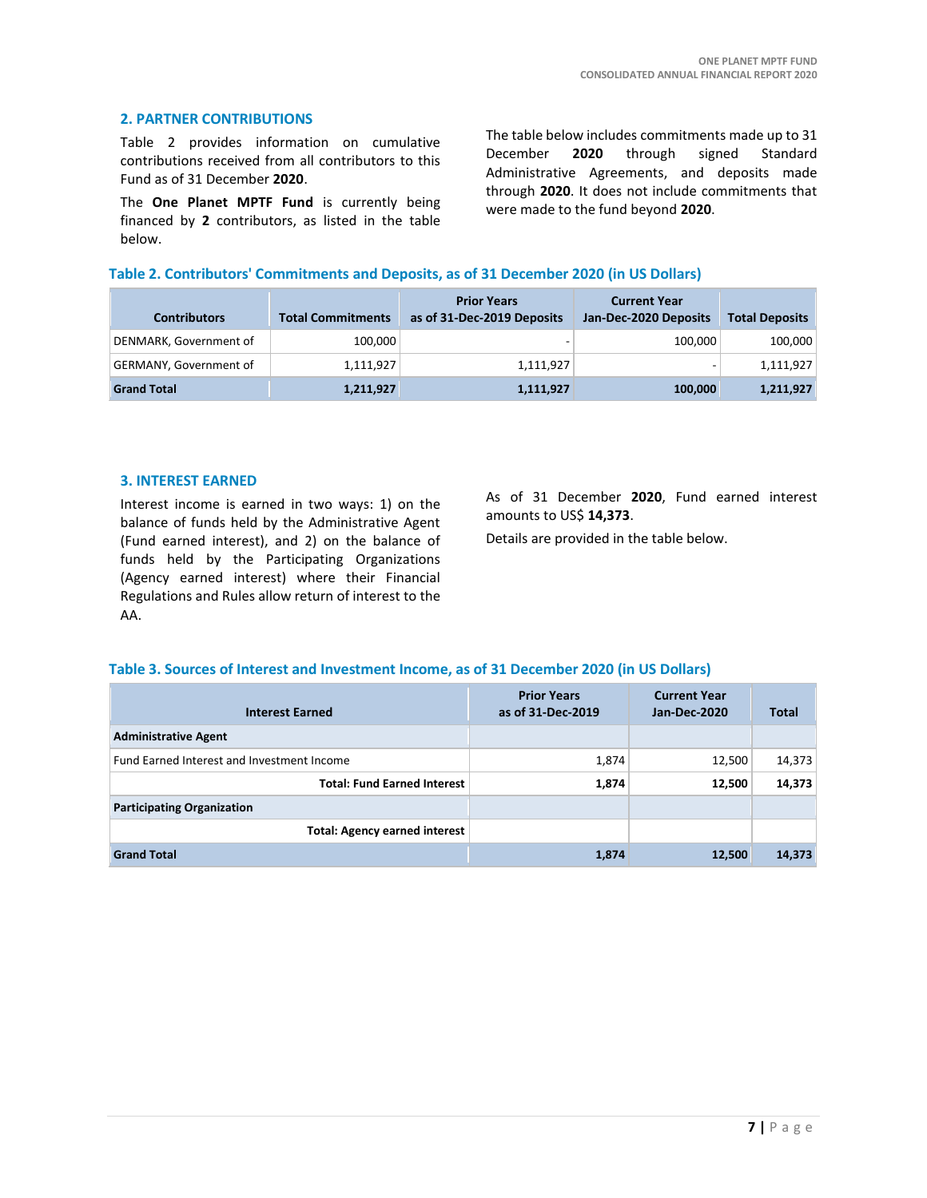## 2. PARTNER CONTRIBUTIONS

Table 2 provides information on cumulative contributions received from all contributors to this Fund as of 31 December **2020**.

The **One Planet MPTF Fund** is currently being financed by **2** contributors, as listed in the table below.

The table below includes commitments made up to 31 December **2020** through signed Standard Administrative Agreements, and deposits made through **2020**. It does not include commitments that were made to the fund beyond **2020**.

### Table 2. Contributors' Commitments and Deposits, as of 31 December 2020 (in US Dollars)

| Contributors | Total Commitments | Prior Years as of 31-Dec-2019 Deposits | Current Year Jan-Dec-2020 Deposits | Total Deposits |
|---|---|---|---|---|
| DENMARK, Government of | 100,000 | - | 100,000 | 100,000 |
| GERMANY, Government of | 1,111,927 | 1,111,927 | - | 1,111,927 |
| **Grand Total** | **1,211,927** | **1,111,927** | **100,000** | **1,211,927** |

## 3. INTEREST EARNED

Interest income is earned in two ways: 1) on the balance of funds held by the Administrative Agent (Fund earned interest), and 2) on the balance of funds held by the Participating Organizations (Agency earned interest) where their Financial Regulations and Rules allow return of interest to the AA.

As of 31 December **2020**, Fund earned interest amounts to US$ **14,373**.

Details are provided in the table below.

### Table 3. Sources of Interest and Investment Income, as of 31 December 2020 (in US Dollars)

| Interest Earned | Prior Years as of 31-Dec-2019 | Current Year Jan-Dec-2020 | Total |
|---|---|---|---|
| **Administrative Agent** | | | |
| Fund Earned Interest and Investment Income | 1,874 | 12,500 | 14,373 |
| **Total: Fund Earned Interest** | **1,874** | **12,500** | **14,373** |
| **Participating Organization** | | | |
| **Total: Agency earned interest** | | | |
| **Grand Total** | **1,874** | **12,500** | **14,373** |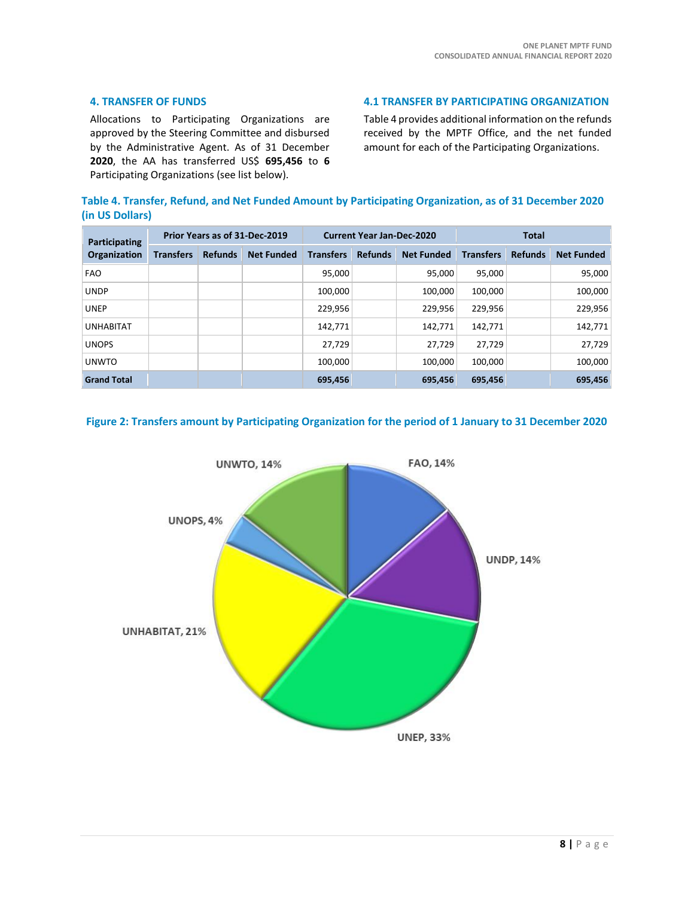## 4. TRANSFER OF FUNDS

Allocations to Participating Organizations are approved by the Steering Committee and disbursed by the Administrative Agent. As of 31 December **2020**, the AA has transferred US$ **695,456** to **6** Participating Organizations (see list below).

## 4.1 TRANSFER BY PARTICIPATING ORGANIZATION

Table 4 provides additional information on the refunds received by the MPTF Office, and the net funded amount for each of the Participating Organizations.

**Table 4. Transfer, Refund, and Net Funded Amount by Participating Organization, as of 31 December 2020 (in US Dollars)**

| Participating Organization | Prior Years as of 31-Dec-2019 | | | Current Year Jan-Dec-2020 | | | Total | | |
|---|---|---|---|---|---|---|---|---|---|
| | Transfers | Refunds | Net Funded | Transfers | Refunds | Net Funded | Transfers | Refunds | Net Funded |
| FAO | | | | 95,000 | | 95,000 | 95,000 | | 95,000 |
| UNDP | | | | 100,000 | | 100,000 | 100,000 | | 100,000 |
| UNEP | | | | 229,956 | | 229,956 | 229,956 | | 229,956 |
| UNHABITAT | | | | 142,771 | | 142,771 | 142,771 | | 142,771 |
| UNOPS | | | | 27,729 | | 27,729 | 27,729 | | 27,729 |
| UNWTO | | | | 100,000 | | 100,000 | 100,000 | | 100,000 |
| **Grand Total** | | | | **695,456** | | **695,456** | **695,456** | | **695,456** |

**Figure 2: Transfers amount by Participating Organization for the period of 1 January to 31 December 2020**

UNWTO, 14%; FAO, 14%; UNOPS, 4%; UNDP, 14%; UNHABITAT, 21%; UNEP, 33%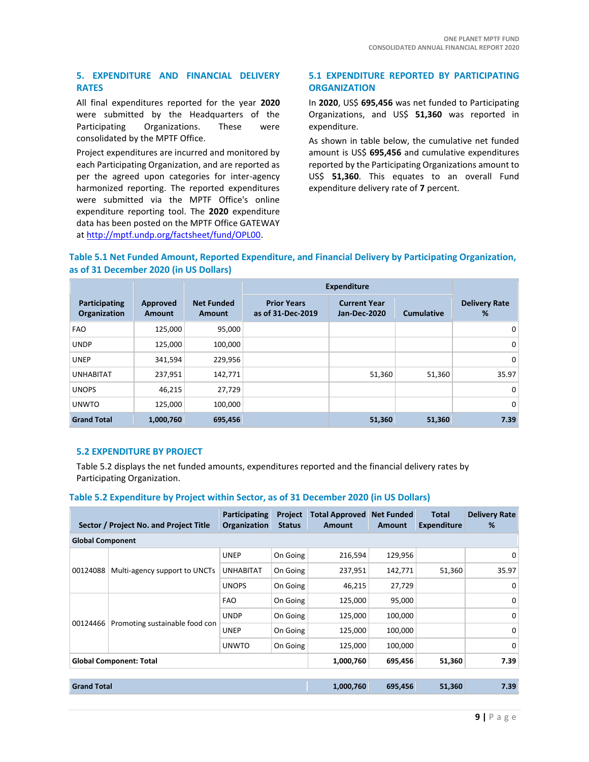## 5. EXPENDITURE AND FINANCIAL DELIVERY RATES

All final expenditures reported for the year **2020** were submitted by the Headquarters of the Participating Organizations. These were consolidated by the MPTF Office.

Project expenditures are incurred and monitored by each Participating Organization, and are reported as per the agreed upon categories for inter-agency harmonized reporting. The reported expenditures were submitted via the MPTF Office's online expenditure reporting tool. The **2020** expenditure data has been posted on the MPTF Office GATEWAY at http://mptf.undp.org/factsheet/fund/OPL00.

### 5.1 EXPENDITURE REPORTED BY PARTICIPATING ORGANIZATION

In **2020**, US$ **695,456** was net funded to Participating Organizations, and US$ **51,360** was reported in expenditure.

As shown in table below, the cumulative net funded amount is US$ **695,456** and cumulative expenditures reported by the Participating Organizations amount to US$ **51,360**. This equates to an overall Fund expenditure delivery rate of **7** percent.

**Table 5.1 Net Funded Amount, Reported Expenditure, and Financial Delivery by Participating Organization, as of 31 December 2020 (in US Dollars)**

| Participating Organization | Approved Amount | Net Funded Amount | Expenditure | | | Delivery Rate % |
|---|---|---|---|---|---|---|
| | | | Prior Years as of 31-Dec-2019 | Current Year Jan-Dec-2020 | Cumulative | |
| FAO | 125,000 | 95,000 | | | | 0 |
| UNDP | 125,000 | 100,000 | | | | 0 |
| UNEP | 341,594 | 229,956 | | | | 0 |
| UNHABITAT | 237,951 | 142,771 | | 51,360 | 51,360 | 35.97 |
| UNOPS | 46,215 | 27,729 | | | | 0 |
| UNWTO | 125,000 | 100,000 | | | | 0 |
| **Grand Total** | **1,000,760** | **695,456** | | **51,360** | **51,360** | **7.39** |

### 5.2 EXPENDITURE BY PROJECT

Table 5.2 displays the net funded amounts, expenditures reported and the financial delivery rates by Participating Organization.

**Table 5.2 Expenditure by Project within Sector, as of 31 December 2020 (in US Dollars)**

| Sector / Project No. and Project Title | | Participating Organization | Project Status | Total Approved Amount | Net Funded Amount | Total Expenditure | Delivery Rate % |
|---|---|---|---|---|---|---|---|
| **Global Component** | | | | | | | |
| 00124088 | Multi-agency support to UNCTs | UNEP | On Going | 216,594 | 129,956 | | 0 |
| | | UNHABITAT | On Going | 237,951 | 142,771 | 51,360 | 35.97 |
| | | UNOPS | On Going | 46,215 | 27,729 | | 0 |
| 00124466 | Promoting sustainable food con | FAO | On Going | 125,000 | 95,000 | | 0 |
| | | UNDP | On Going | 125,000 | 100,000 | | 0 |
| | | UNEP | On Going | 125,000 | 100,000 | | 0 |
| | | UNWTO | On Going | 125,000 | 100,000 | | 0 |
| **Global Component: Total** | | | | **1,000,760** | **695,456** | **51,360** | **7.39** |
| | | | | | | | |
| **Grand Total** | | | | **1,000,760** | **695,456** | **51,360** | **7.39** |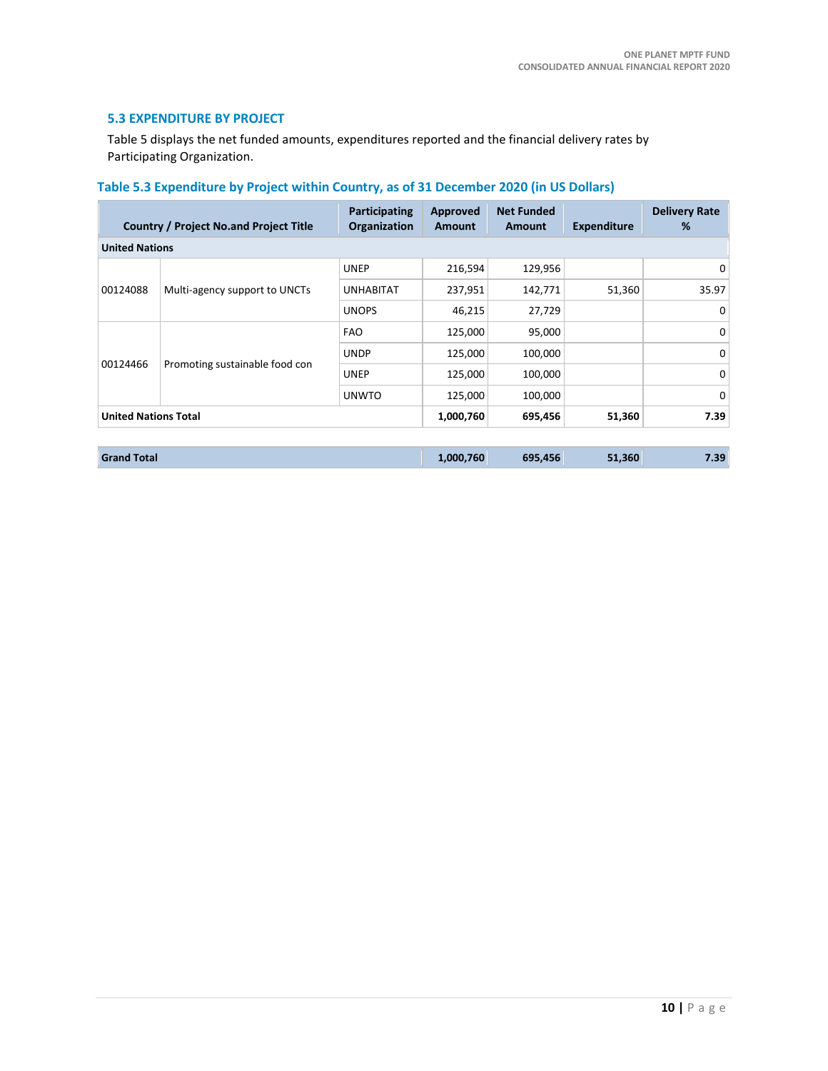### 5.3 EXPENDITURE BY PROJECT

Table 5 displays the net funded amounts, expenditures reported and the financial delivery rates by Participating Organization.

**Table 5.3 Expenditure by Project within Country, as of 31 December 2020 (in US Dollars)**

| Country / Project No.and Project Title | | Participating Organization | Approved Amount | Net Funded Amount | Expenditure | Delivery Rate % |
|---|---|---|---|---|---|---|
| **United Nations** | | | | | | |
| 00124088 | Multi-agency support to UNCTs | UNEP | 216,594 | 129,956 | | 0 |
| | | UNHABITAT | 237,951 | 142,771 | 51,360 | 35.97 |
| | | UNOPS | 46,215 | 27,729 | | 0 |
| 00124466 | Promoting sustainable food con | FAO | 125,000 | 95,000 | | 0 |
| | | UNDP | 125,000 | 100,000 | | 0 |
| | | UNEP | 125,000 | 100,000 | | 0 |
| | | UNWTO | 125,000 | 100,000 | | 0 |
| **United Nations Total** | | | **1,000,760** | **695,456** | **51,360** | **7.39** |
| **Grand Total** | | | **1,000,760** | **695,456** | **51,360** | **7.39** |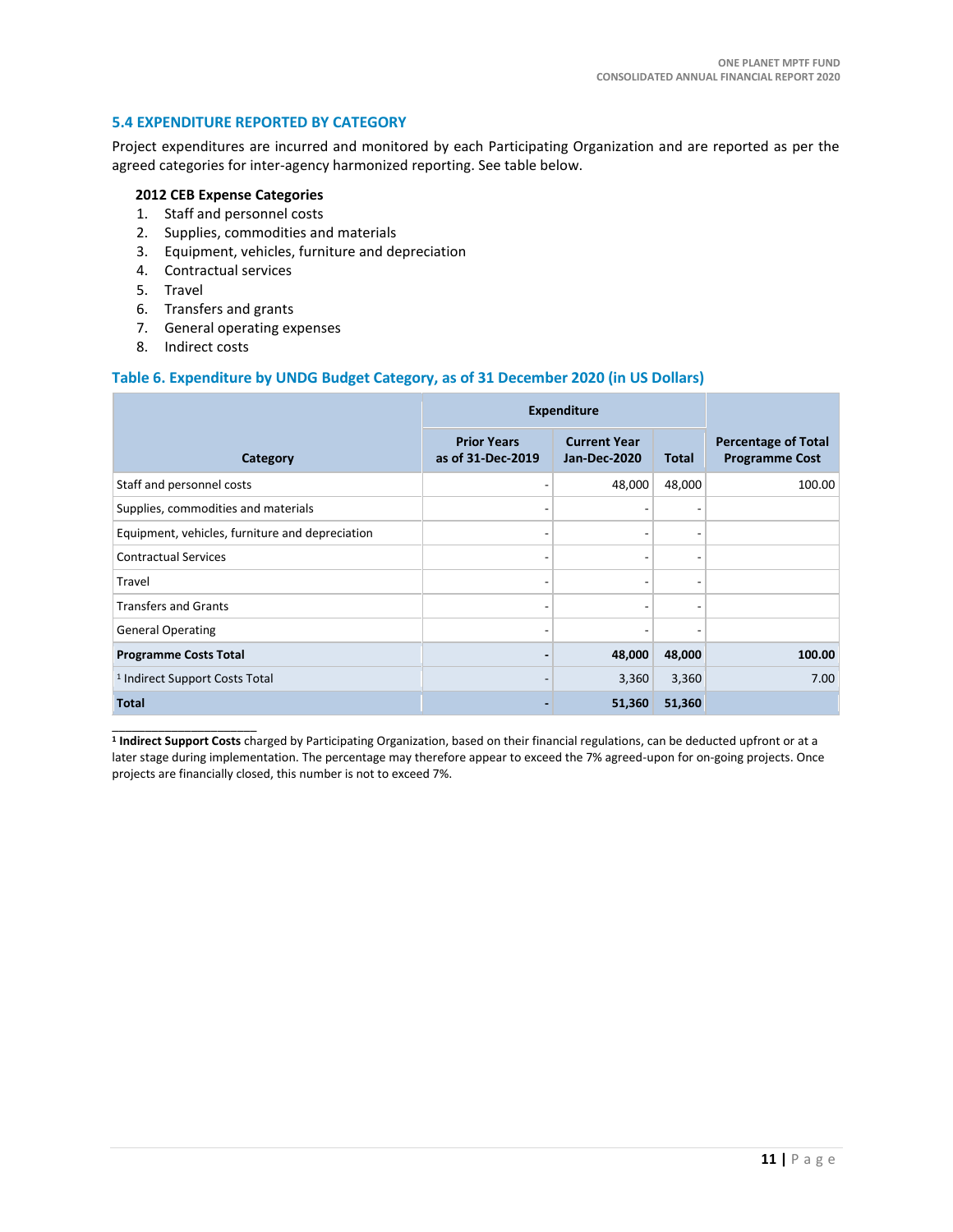### 5.4 EXPENDITURE REPORTED BY CATEGORY

Project expenditures are incurred and monitored by each Participating Organization and are reported as per the agreed categories for inter-agency harmonized reporting. See table below.

**2012 CEB Expense Categories**

1. Staff and personnel costs
2. Supplies, commodities and materials
3. Equipment, vehicles, furniture and depreciation
4. Contractual services
5. Travel
6. Transfers and grants
7. General operating expenses
8. Indirect costs

### Table 6. Expenditure by UNDG Budget Category, as of 31 December 2020 (in US Dollars)

| Category | Expenditure | | | Percentage of Total Programme Cost |
|---|---|---|---|---|
| | Prior Years as of 31-Dec-2019 | Current Year Jan-Dec-2020 | Total | |
| Staff and personnel costs | - | 48,000 | 48,000 | 100.00 |
| Supplies, commodities and materials | - | - | - | |
| Equipment, vehicles, furniture and depreciation | - | - | - | |
| Contractual Services | - | - | - | |
| Travel | - | - | - | |
| Transfers and Grants | - | - | - | |
| General Operating | - | - | - | |
| **Programme Costs Total** | **-** | **48,000** | **48,000** | **100.00** |
| [1] Indirect Support Costs Total | - | 3,360 | 3,360 | 7.00 |
| **Total** | **-** | **51,360** | **51,360** | |

---

[1] **Indirect Support Costs** charged by Participating Organization, based on their financial regulations, can be deducted upfront or at a later stage during implementation. The percentage may therefore appear to exceed the 7% agreed-upon for on-going projects. Once projects are financially closed, this number is not to exceed 7%.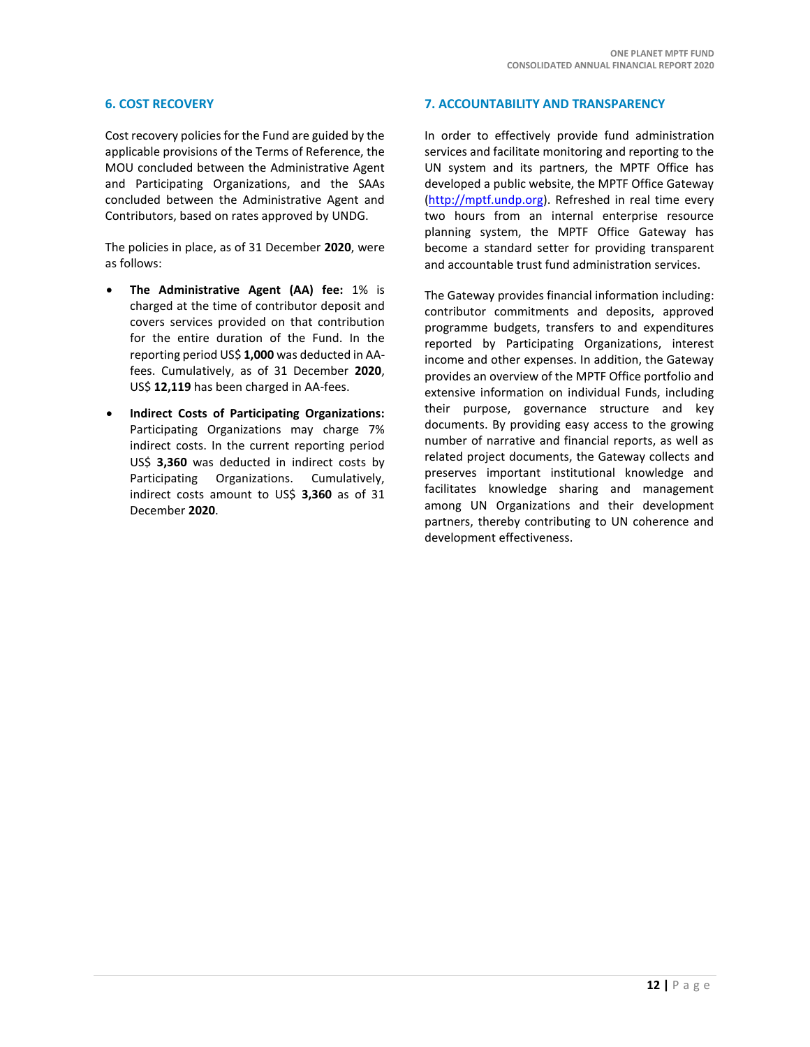## 6. COST RECOVERY

Cost recovery policies for the Fund are guided by the applicable provisions of the Terms of Reference, the MOU concluded between the Administrative Agent and Participating Organizations, and the SAAs concluded between the Administrative Agent and Contributors, based on rates approved by UNDG.

The policies in place, as of 31 December **2020**, were as follows:

- **The Administrative Agent (AA) fee:** 1% is charged at the time of contributor deposit and covers services provided on that contribution for the entire duration of the Fund. In the reporting period US$ **1,000** was deducted in AA-fees. Cumulatively, as of 31 December **2020**, US$ **12,119** has been charged in AA-fees.
- **Indirect Costs of Participating Organizations:** Participating Organizations may charge 7% indirect costs. In the current reporting period US$ **3,360** was deducted in indirect costs by Participating Organizations. Cumulatively, indirect costs amount to US$ **3,360** as of 31 December **2020**.

## 7. ACCOUNTABILITY AND TRANSPARENCY

In order to effectively provide fund administration services and facilitate monitoring and reporting to the UN system and its partners, the MPTF Office has developed a public website, the MPTF Office Gateway (http://mptf.undp.org). Refreshed in real time every two hours from an internal enterprise resource planning system, the MPTF Office Gateway has become a standard setter for providing transparent and accountable trust fund administration services.

The Gateway provides financial information including: contributor commitments and deposits, approved programme budgets, transfers to and expenditures reported by Participating Organizations, interest income and other expenses. In addition, the Gateway provides an overview of the MPTF Office portfolio and extensive information on individual Funds, including their purpose, governance structure and key documents. By providing easy access to the growing number of narrative and financial reports, as well as related project documents, the Gateway collects and preserves important institutional knowledge and facilitates knowledge sharing and management among UN Organizations and their development partners, thereby contributing to UN coherence and development effectiveness.